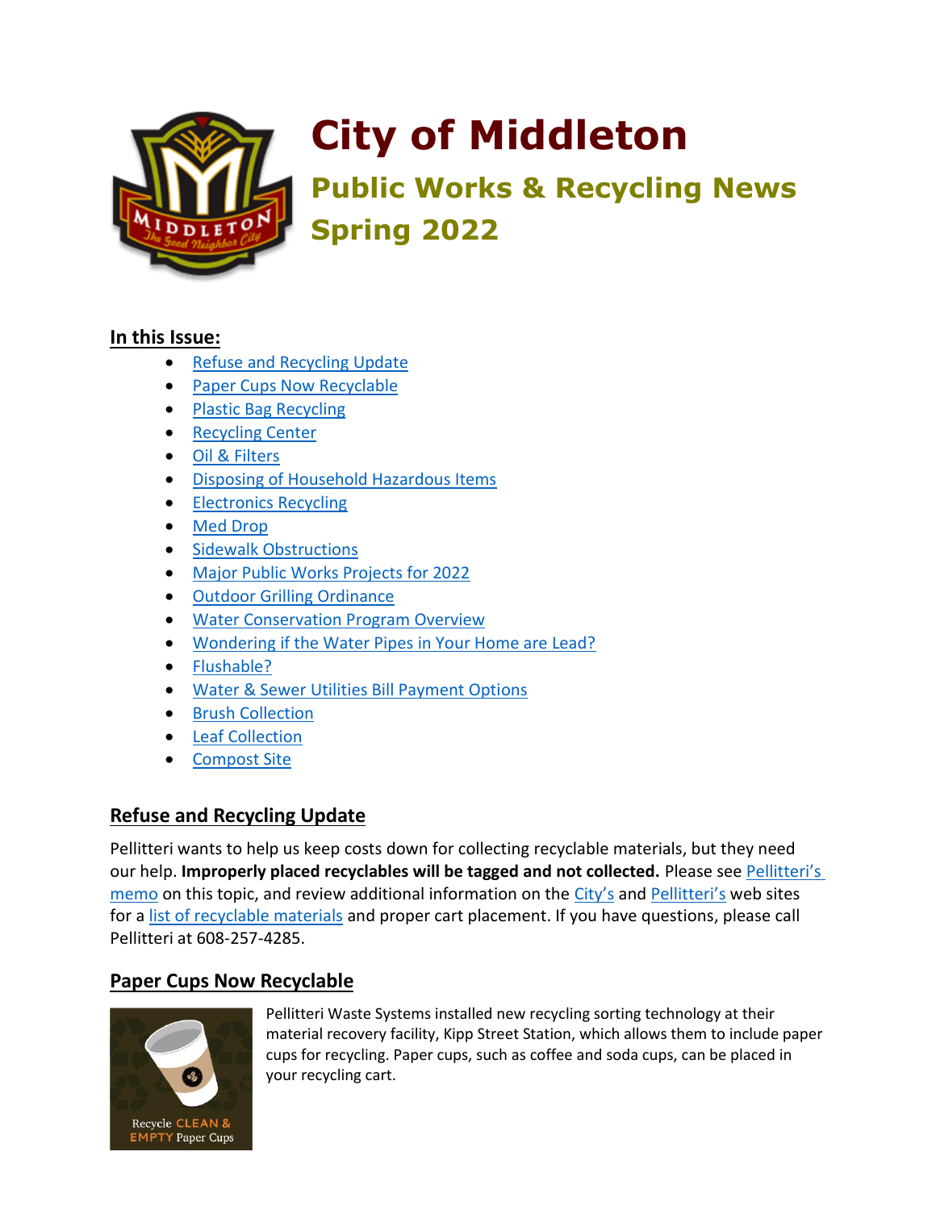# City of Middleton

## Public Works & Recycling News Spring 2022

**In this Issue:**

- Refuse and Recycling Update
- Paper Cups Now Recyclable
- Plastic Bag Recycling
- Recycling Center
- Oil & Filters
- Disposing of Household Hazardous Items
- Electronics Recycling
- Med Drop
- Sidewalk Obstructions
- Major Public Works Projects for 2022
- Outdoor Grilling Ordinance
- Water Conservation Program Overview
- Wondering if the Water Pipes in Your Home are Lead?
- Flushable?
- Water & Sewer Utilities Bill Payment Options
- Brush Collection
- Leaf Collection
- Compost Site

### Refuse and Recycling Update

Pellitteri wants to help us keep costs down for collecting recyclable materials, but they need our help. **Improperly placed recyclables will be tagged and not collected.** Please see Pellitteri's memo on this topic, and review additional information on the City's and Pellitteri's web sites for a list of recyclable materials and proper cart placement. If you have questions, please call Pellitteri at 608-257-4285.

### Paper Cups Now Recyclable

Recycle CLEAN & EMPTY Paper Cups

Pellitteri Waste Systems installed new recycling sorting technology at their material recovery facility, Kipp Street Station, which allows them to include paper cups for recycling. Paper cups, such as coffee and soda cups, can be placed in your recycling cart.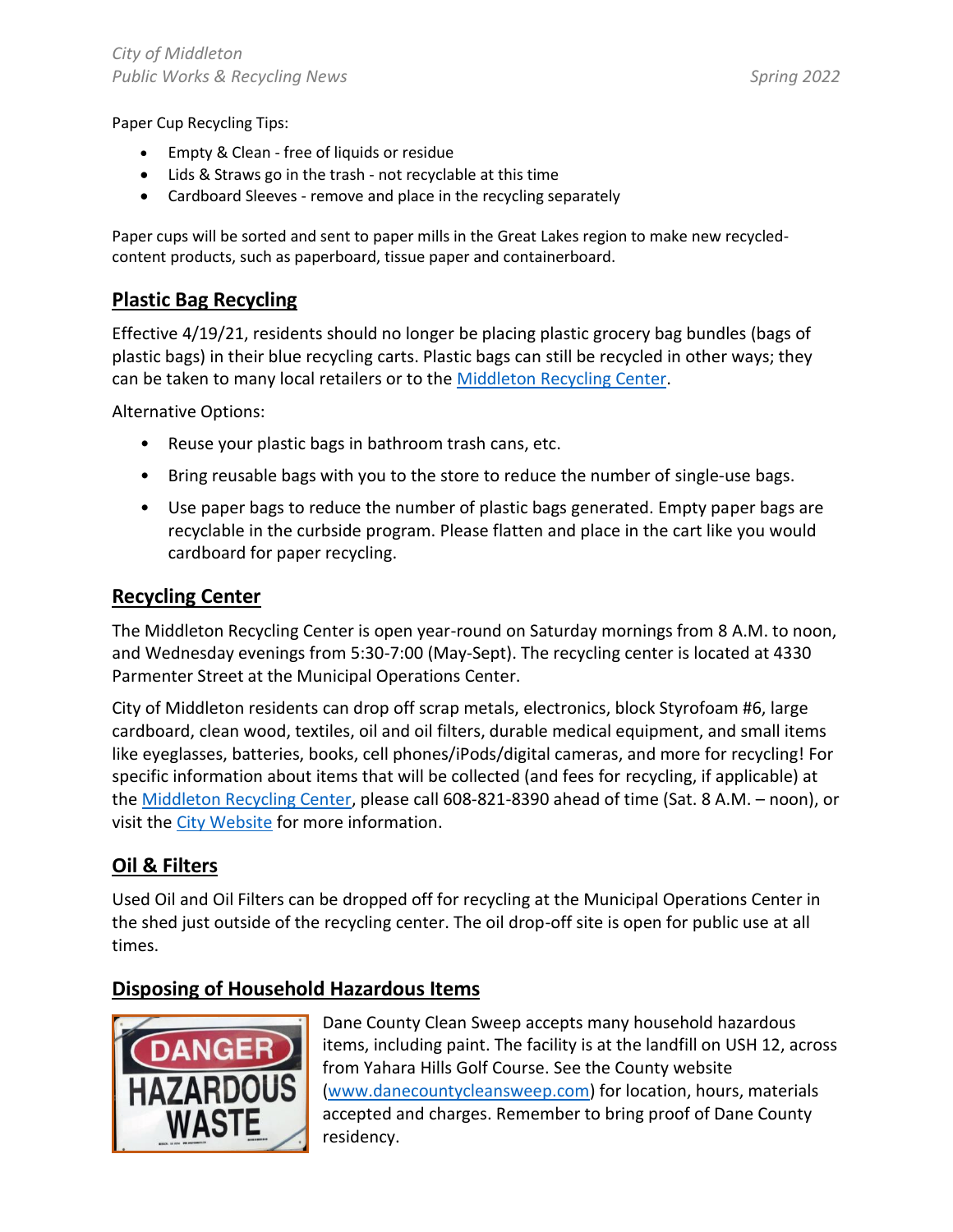Paper Cup Recycling Tips:

- Empty & Clean - free of liquids or residue
- Lids & Straws go in the trash - not recyclable at this time
- Cardboard Sleeves - remove and place in the recycling separately

Paper cups will be sorted and sent to paper mills in the Great Lakes region to make new recycled-content products, such as paperboard, tissue paper and containerboard.

## Plastic Bag Recycling

Effective 4/19/21, residents should no longer be placing plastic grocery bag bundles (bags of plastic bags) in their blue recycling carts. Plastic bags can still be recycled in other ways; they can be taken to many local retailers or to the Middleton Recycling Center.

Alternative Options:

- Reuse your plastic bags in bathroom trash cans, etc.
- Bring reusable bags with you to the store to reduce the number of single-use bags.
- Use paper bags to reduce the number of plastic bags generated. Empty paper bags are recyclable in the curbside program. Please flatten and place in the cart like you would cardboard for paper recycling.

## Recycling Center

The Middleton Recycling Center is open year-round on Saturday mornings from 8 A.M. to noon, and Wednesday evenings from 5:30-7:00 (May-Sept). The recycling center is located at 4330 Parmenter Street at the Municipal Operations Center.

City of Middleton residents can drop off scrap metals, electronics, block Styrofoam #6, large cardboard, clean wood, textiles, oil and oil filters, durable medical equipment, and small items like eyeglasses, batteries, books, cell phones/iPods/digital cameras, and more for recycling! For specific information about items that will be collected (and fees for recycling, if applicable) at the Middleton Recycling Center, please call 608-821-8390 ahead of time (Sat. 8 A.M. – noon), or visit the City Website for more information.

## Oil & Filters

Used Oil and Oil Filters can be dropped off for recycling at the Municipal Operations Center in the shed just outside of the recycling center. The oil drop-off site is open for public use at all times.

## Disposing of Household Hazardous Items

Dane County Clean Sweep accepts many household hazardous items, including paint. The facility is at the landfill on USH 12, across from Yahara Hills Golf Course. See the County website (www.danecountycleansweep.com) for location, hours, materials accepted and charges. Remember to bring proof of Dane County residency.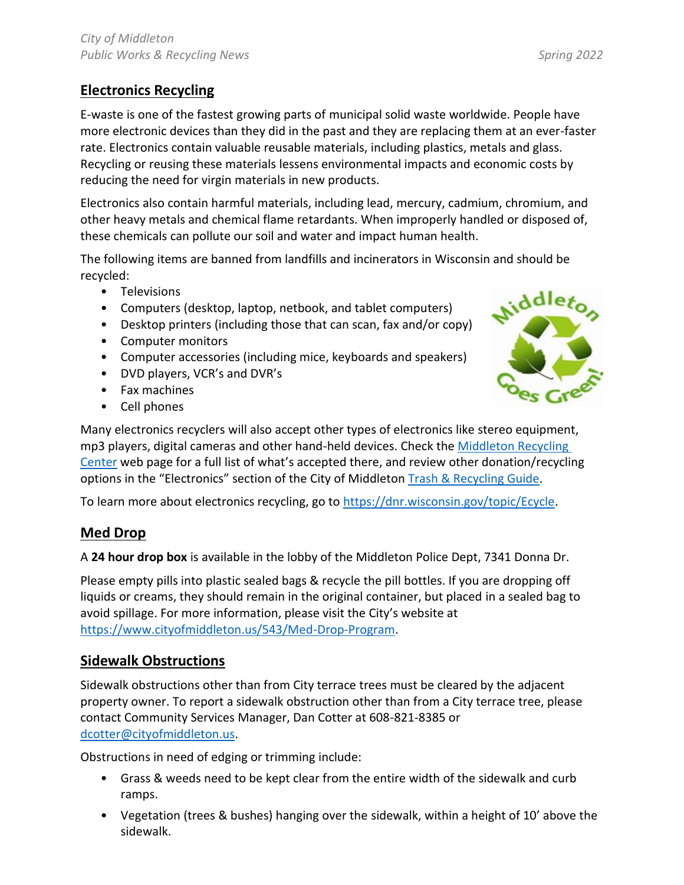## Electronics Recycling

E-waste is one of the fastest growing parts of municipal solid waste worldwide. People have more electronic devices than they did in the past and they are replacing them at an ever-faster rate. Electronics contain valuable reusable materials, including plastics, metals and glass. Recycling or reusing these materials lessens environmental impacts and economic costs by reducing the need for virgin materials in new products.

Electronics also contain harmful materials, including lead, mercury, cadmium, chromium, and other heavy metals and chemical flame retardants. When improperly handled or disposed of, these chemicals can pollute our soil and water and impact human health.

The following items are banned from landfills and incinerators in Wisconsin and should be recycled:

- Televisions
- Computers (desktop, laptop, netbook, and tablet computers)
- Desktop printers (including those that can scan, fax and/or copy)
- Computer monitors
- Computer accessories (including mice, keyboards and speakers)
- DVD players, VCR's and DVR's
- Fax machines
- Cell phones

Many electronics recyclers will also accept other types of electronics like stereo equipment, mp3 players, digital cameras and other hand-held devices. Check the Middleton Recycling Center web page for a full list of what's accepted there, and review other donation/recycling options in the "Electronics" section of the City of Middleton Trash & Recycling Guide.

To learn more about electronics recycling, go to https://dnr.wisconsin.gov/topic/Ecycle.

## Med Drop

A **24 hour drop box** is available in the lobby of the Middleton Police Dept, 7341 Donna Dr.

Please empty pills into plastic sealed bags & recycle the pill bottles. If you are dropping off liquids or creams, they should remain in the original container, but placed in a sealed bag to avoid spillage. For more information, please visit the City's website at https://www.cityofmiddleton.us/543/Med-Drop-Program.

## Sidewalk Obstructions

Sidewalk obstructions other than from City terrace trees must be cleared by the adjacent property owner. To report a sidewalk obstruction other than from a City terrace tree, please contact Community Services Manager, Dan Cotter at 608-821-8385 or dcotter@cityofmiddleton.us.

Obstructions in need of edging or trimming include:

- Grass & weeds need to be kept clear from the entire width of the sidewalk and curb ramps.
- Vegetation (trees & bushes) hanging over the sidewalk, within a height of 10' above the sidewalk.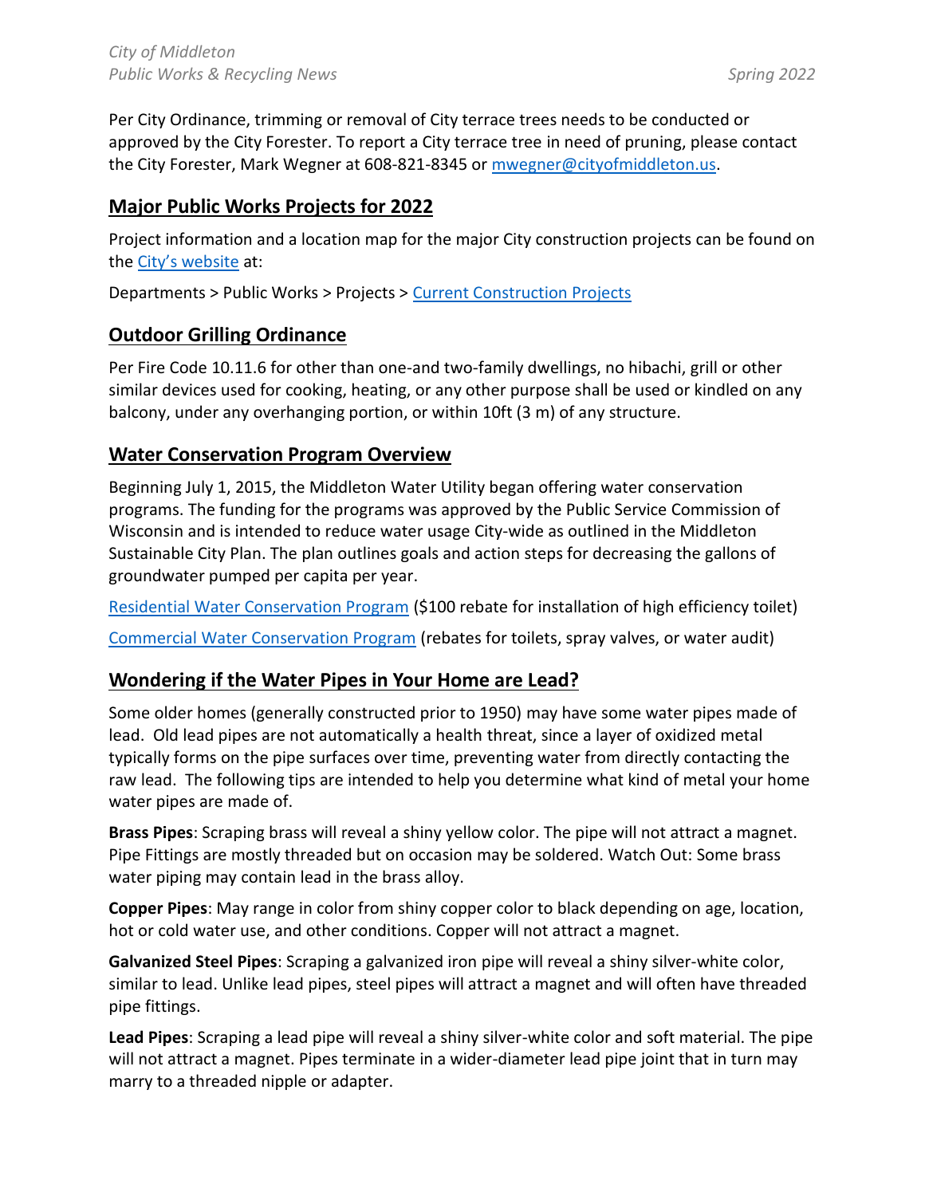Per City Ordinance, trimming or removal of City terrace trees needs to be conducted or approved by the City Forester. To report a City terrace tree in need of pruning, please contact the City Forester, Mark Wegner at 608-821-8345 or mwegner@cityofmiddleton.us.

## Major Public Works Projects for 2022

Project information and a location map for the major City construction projects can be found on the City's website at:

Departments > Public Works > Projects > Current Construction Projects

## Outdoor Grilling Ordinance

Per Fire Code 10.11.6 for other than one-and two-family dwellings, no hibachi, grill or other similar devices used for cooking, heating, or any other purpose shall be used or kindled on any balcony, under any overhanging portion, or within 10ft (3 m) of any structure.

## Water Conservation Program Overview

Beginning July 1, 2015, the Middleton Water Utility began offering water conservation programs. The funding for the programs was approved by the Public Service Commission of Wisconsin and is intended to reduce water usage City-wide as outlined in the Middleton Sustainable City Plan. The plan outlines goals and action steps for decreasing the gallons of groundwater pumped per capita per year.

Residential Water Conservation Program ($100 rebate for installation of high efficiency toilet)

Commercial Water Conservation Program (rebates for toilets, spray valves, or water audit)

## Wondering if the Water Pipes in Your Home are Lead?

Some older homes (generally constructed prior to 1950) may have some water pipes made of lead. Old lead pipes are not automatically a health threat, since a layer of oxidized metal typically forms on the pipe surfaces over time, preventing water from directly contacting the raw lead. The following tips are intended to help you determine what kind of metal your home water pipes are made of.

**Brass Pipes**: Scraping brass will reveal a shiny yellow color. The pipe will not attract a magnet. Pipe Fittings are mostly threaded but on occasion may be soldered. Watch Out: Some brass water piping may contain lead in the brass alloy.

**Copper Pipes**: May range in color from shiny copper color to black depending on age, location, hot or cold water use, and other conditions. Copper will not attract a magnet.

**Galvanized Steel Pipes**: Scraping a galvanized iron pipe will reveal a shiny silver-white color, similar to lead. Unlike lead pipes, steel pipes will attract a magnet and will often have threaded pipe fittings.

**Lead Pipes**: Scraping a lead pipe will reveal a shiny silver-white color and soft material. The pipe will not attract a magnet. Pipes terminate in a wider-diameter lead pipe joint that in turn may marry to a threaded nipple or adapter.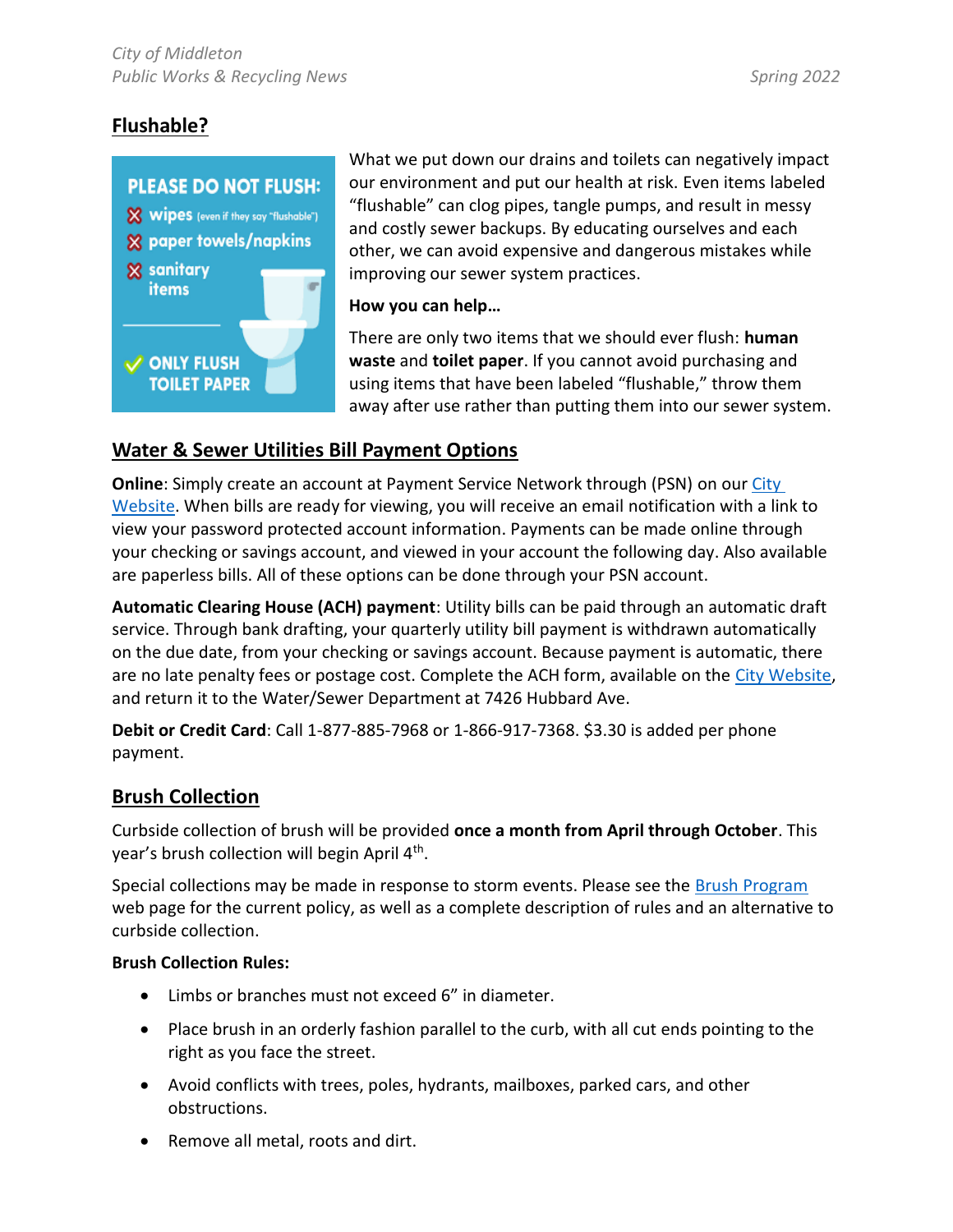## Flushable?

PLEASE DO NOT FLUSH:

- wipes (even if they say "flushable")
- paper towels/napkins
- sanitary items

ONLY FLUSH TOILET PAPER

What we put down our drains and toilets can negatively impact our environment and put our health at risk. Even items labeled "flushable" can clog pipes, tangle pumps, and result in messy and costly sewer backups. By educating ourselves and each other, we can avoid expensive and dangerous mistakes while improving our sewer system practices.

**How you can help…**

There are only two items that we should ever flush: **human waste** and **toilet paper**. If you cannot avoid purchasing and using items that have been labeled "flushable," throw them away after use rather than putting them into our sewer system.

## Water & Sewer Utilities Bill Payment Options

**Online**: Simply create an account at Payment Service Network through (PSN) on our City Website. When bills are ready for viewing, you will receive an email notification with a link to view your password protected account information. Payments can be made online through your checking or savings account, and viewed in your account the following day. Also available are paperless bills. All of these options can be done through your PSN account.

**Automatic Clearing House (ACH) payment**: Utility bills can be paid through an automatic draft service. Through bank drafting, your quarterly utility bill payment is withdrawn automatically on the due date, from your checking or savings account. Because payment is automatic, there are no late penalty fees or postage cost. Complete the ACH form, available on the City Website, and return it to the Water/Sewer Department at 7426 Hubbard Ave.

**Debit or Credit Card**: Call 1-877-885-7968 or 1-866-917-7368. $3.30 is added per phone payment.

## Brush Collection

Curbside collection of brush will be provided **once a month from April through October**. This year's brush collection will begin April 4th.

Special collections may be made in response to storm events. Please see the Brush Program web page for the current policy, as well as a complete description of rules and an alternative to curbside collection.

**Brush Collection Rules:**

- Limbs or branches must not exceed 6" in diameter.
- Place brush in an orderly fashion parallel to the curb, with all cut ends pointing to the right as you face the street.
- Avoid conflicts with trees, poles, hydrants, mailboxes, parked cars, and other obstructions.
- Remove all metal, roots and dirt.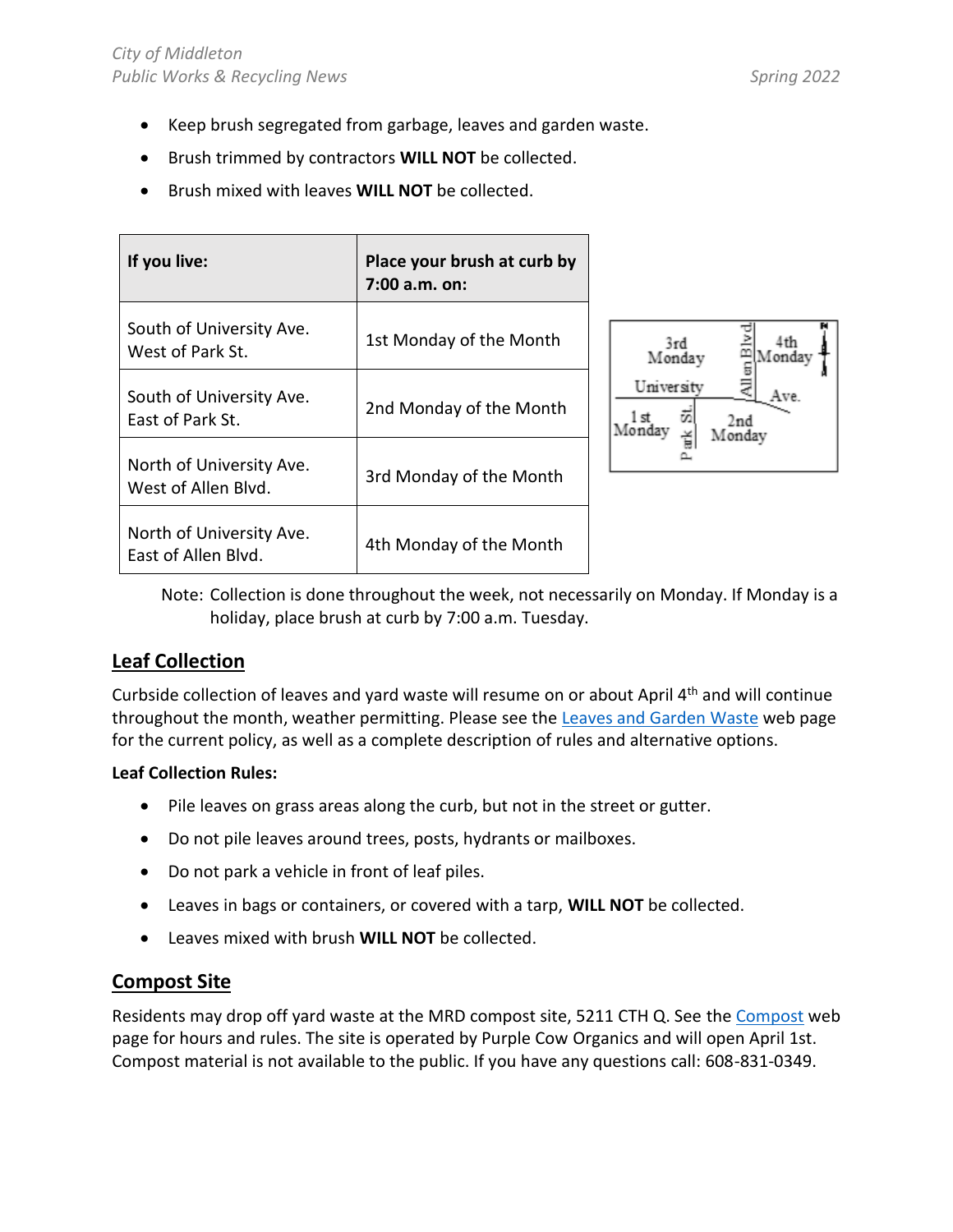- Keep brush segregated from garbage, leaves and garden waste.
- Brush trimmed by contractors **WILL NOT** be collected.
- Brush mixed with leaves **WILL NOT** be collected.

| If you live: | Place your brush at curb by 7:00 a.m. on: |
|---|---|
| South of University Ave. West of Park St. | 1st Monday of the Month |
| South of University Ave. East of Park St. | 2nd Monday of the Month |
| North of University Ave. West of Allen Blvd. | 3rd Monday of the Month |
| North of University Ave. East of Allen Blvd. | 4th Monday of the Month |

3rd Monday
Allen Blvd.
4th Monday
University
Ave.
1 st Monday
Park St.
2nd Monday

Note: Collection is done throughout the week, not necessarily on Monday. If Monday is a holiday, place brush at curb by 7:00 a.m. Tuesday.

## Leaf Collection

Curbside collection of leaves and yard waste will resume on or about April 4th and will continue throughout the month, weather permitting. Please see the Leaves and Garden Waste web page for the current policy, as well as a complete description of rules and alternative options.

**Leaf Collection Rules:**

- Pile leaves on grass areas along the curb, but not in the street or gutter.
- Do not pile leaves around trees, posts, hydrants or mailboxes.
- Do not park a vehicle in front of leaf piles.
- Leaves in bags or containers, or covered with a tarp, **WILL NOT** be collected.
- Leaves mixed with brush **WILL NOT** be collected.

## Compost Site

Residents may drop off yard waste at the MRD compost site, 5211 CTH Q. See the Compost web page for hours and rules. The site is operated by Purple Cow Organics and will open April 1st. Compost material is not available to the public. If you have any questions call: 608-831-0349.